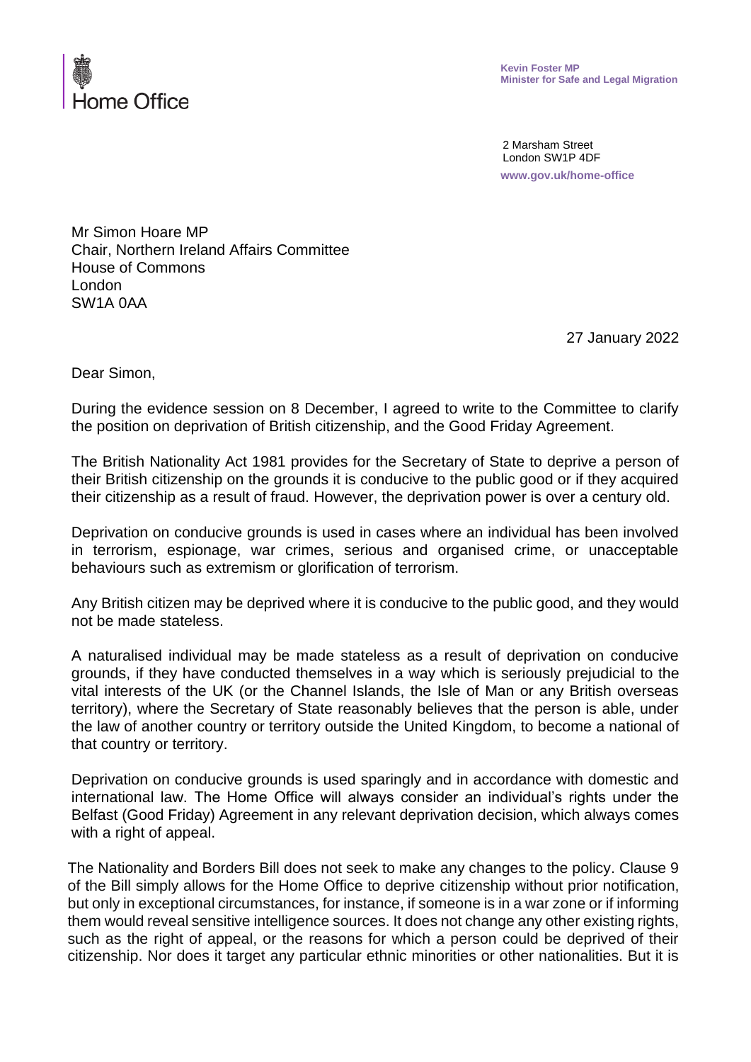Home Office

**Kevin Foster MP**
**Minister for Safe and Legal Migration**

2 Marsham Street
London SW1P 4DF
**www.gov.uk/home-office**

Mr Simon Hoare MP
Chair, Northern Ireland Affairs Committee
House of Commons
London
SW1A 0AA

27 January 2022

Dear Simon,

During the evidence session on 8 December, I agreed to write to the Committee to clarify the position on deprivation of British citizenship, and the Good Friday Agreement.

The British Nationality Act 1981 provides for the Secretary of State to deprive a person of their British citizenship on the grounds it is conducive to the public good or if they acquired their citizenship as a result of fraud. However, the deprivation power is over a century old.

Deprivation on conducive grounds is used in cases where an individual has been involved in terrorism, espionage, war crimes, serious and organised crime, or unacceptable behaviours such as extremism or glorification of terrorism.

Any British citizen may be deprived where it is conducive to the public good, and they would not be made stateless.

A naturalised individual may be made stateless as a result of deprivation on conducive grounds, if they have conducted themselves in a way which is seriously prejudicial to the vital interests of the UK (or the Channel Islands, the Isle of Man or any British overseas territory), where the Secretary of State reasonably believes that the person is able, under the law of another country or territory outside the United Kingdom, to become a national of that country or territory.

Deprivation on conducive grounds is used sparingly and in accordance with domestic and international law. The Home Office will always consider an individual's rights under the Belfast (Good Friday) Agreement in any relevant deprivation decision, which always comes with a right of appeal.

The Nationality and Borders Bill does not seek to make any changes to the policy. Clause 9 of the Bill simply allows for the Home Office to deprive citizenship without prior notification, but only in exceptional circumstances, for instance, if someone is in a war zone or if informing them would reveal sensitive intelligence sources. It does not change any other existing rights, such as the right of appeal, or the reasons for which a person could be deprived of their citizenship. Nor does it target any particular ethnic minorities or other nationalities. But it is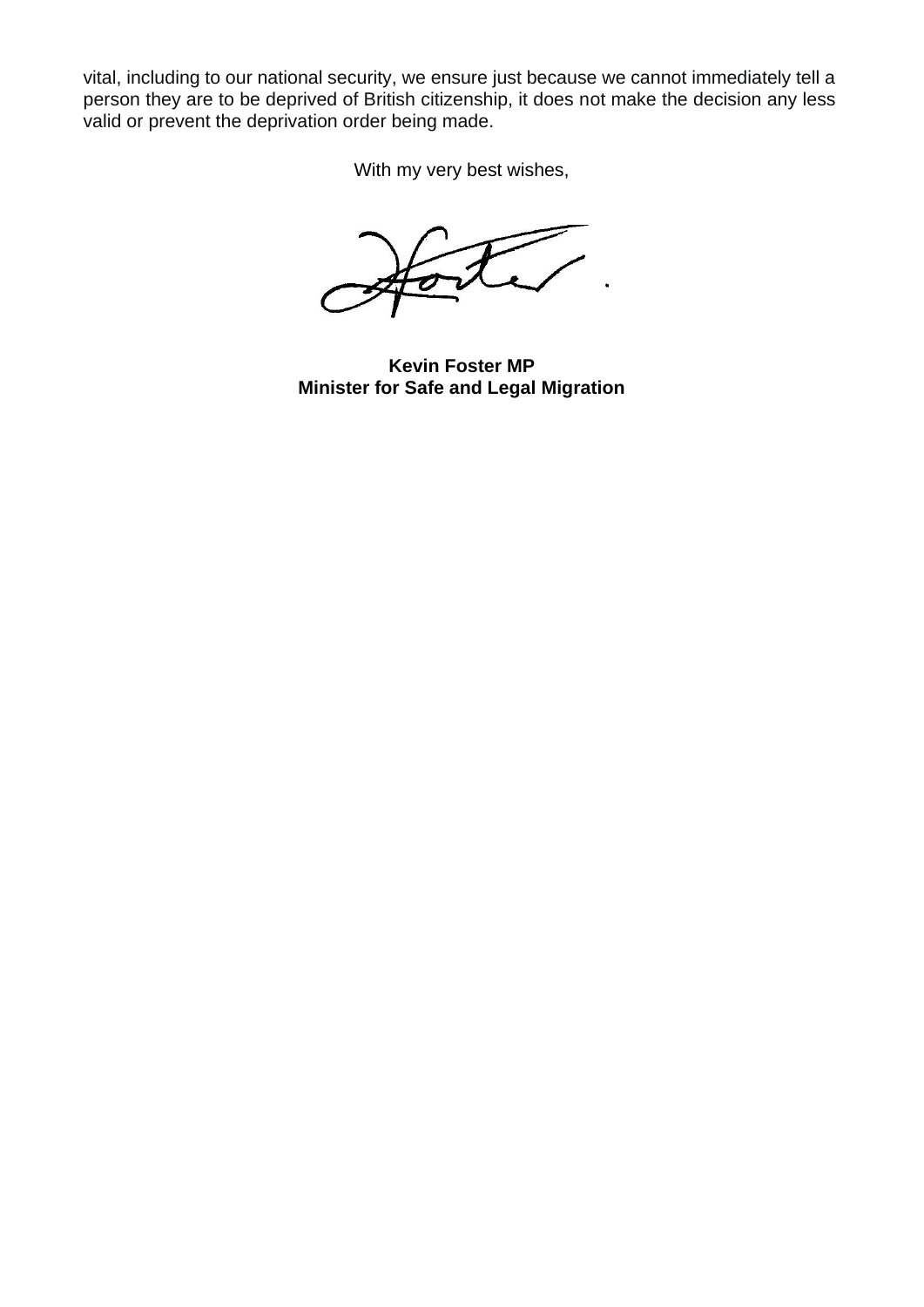vital, including to our national security, we ensure just because we cannot immediately tell a person they are to be deprived of British citizenship, it does not make the decision any less valid or prevent the deprivation order being made.

With my very best wishes,

**Kevin Foster MP**
**Minister for Safe and Legal Migration**